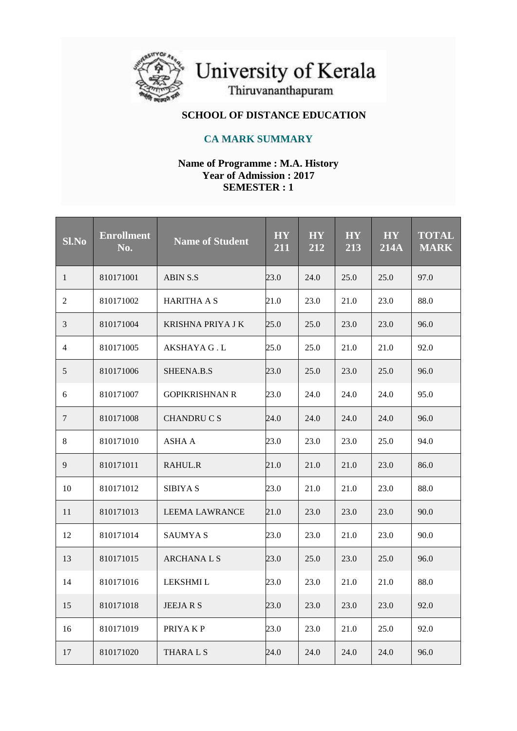# University of Kerala
Thiruvananthapuram

## SCHOOL OF DISTANCE EDUCATION

### CA MARK SUMMARY

**Name of Programme : M.A. History**
**Year of Admission : 2017**
**SEMESTER : 1**

| Sl.No | Enrollment No. | Name of Student | HY 211 | HY 212 | HY 213 | HY 214A | TOTAL MARK |
|---|---|---|---|---|---|---|---|
| 1 | 810171001 | ABIN S.S | 23.0 | 24.0 | 25.0 | 25.0 | 97.0 |
| 2 | 810171002 | HARITHA A S | 21.0 | 23.0 | 21.0 | 23.0 | 88.0 |
| 3 | 810171004 | KRISHNA PRIYA J K | 25.0 | 25.0 | 23.0 | 23.0 | 96.0 |
| 4 | 810171005 | AKSHAYA G . L | 25.0 | 25.0 | 21.0 | 21.0 | 92.0 |
| 5 | 810171006 | SHEENA.B.S | 23.0 | 25.0 | 23.0 | 25.0 | 96.0 |
| 6 | 810171007 | GOPIKRISHNAN R | 23.0 | 24.0 | 24.0 | 24.0 | 95.0 |
| 7 | 810171008 | CHANDRU C S | 24.0 | 24.0 | 24.0 | 24.0 | 96.0 |
| 8 | 810171010 | ASHA A | 23.0 | 23.0 | 23.0 | 25.0 | 94.0 |
| 9 | 810171011 | RAHUL.R | 21.0 | 21.0 | 21.0 | 23.0 | 86.0 |
| 10 | 810171012 | SIBIYA S | 23.0 | 21.0 | 21.0 | 23.0 | 88.0 |
| 11 | 810171013 | LEEMA LAWRANCE | 21.0 | 23.0 | 23.0 | 23.0 | 90.0 |
| 12 | 810171014 | SAUMYA S | 23.0 | 23.0 | 21.0 | 23.0 | 90.0 |
| 13 | 810171015 | ARCHANA L S | 23.0 | 25.0 | 23.0 | 25.0 | 96.0 |
| 14 | 810171016 | LEKSHMI L | 23.0 | 23.0 | 21.0 | 21.0 | 88.0 |
| 15 | 810171018 | JEEJA R S | 23.0 | 23.0 | 23.0 | 23.0 | 92.0 |
| 16 | 810171019 | PRIYA K P | 23.0 | 23.0 | 21.0 | 25.0 | 92.0 |
| 17 | 810171020 | THARA L S | 24.0 | 24.0 | 24.0 | 24.0 | 96.0 |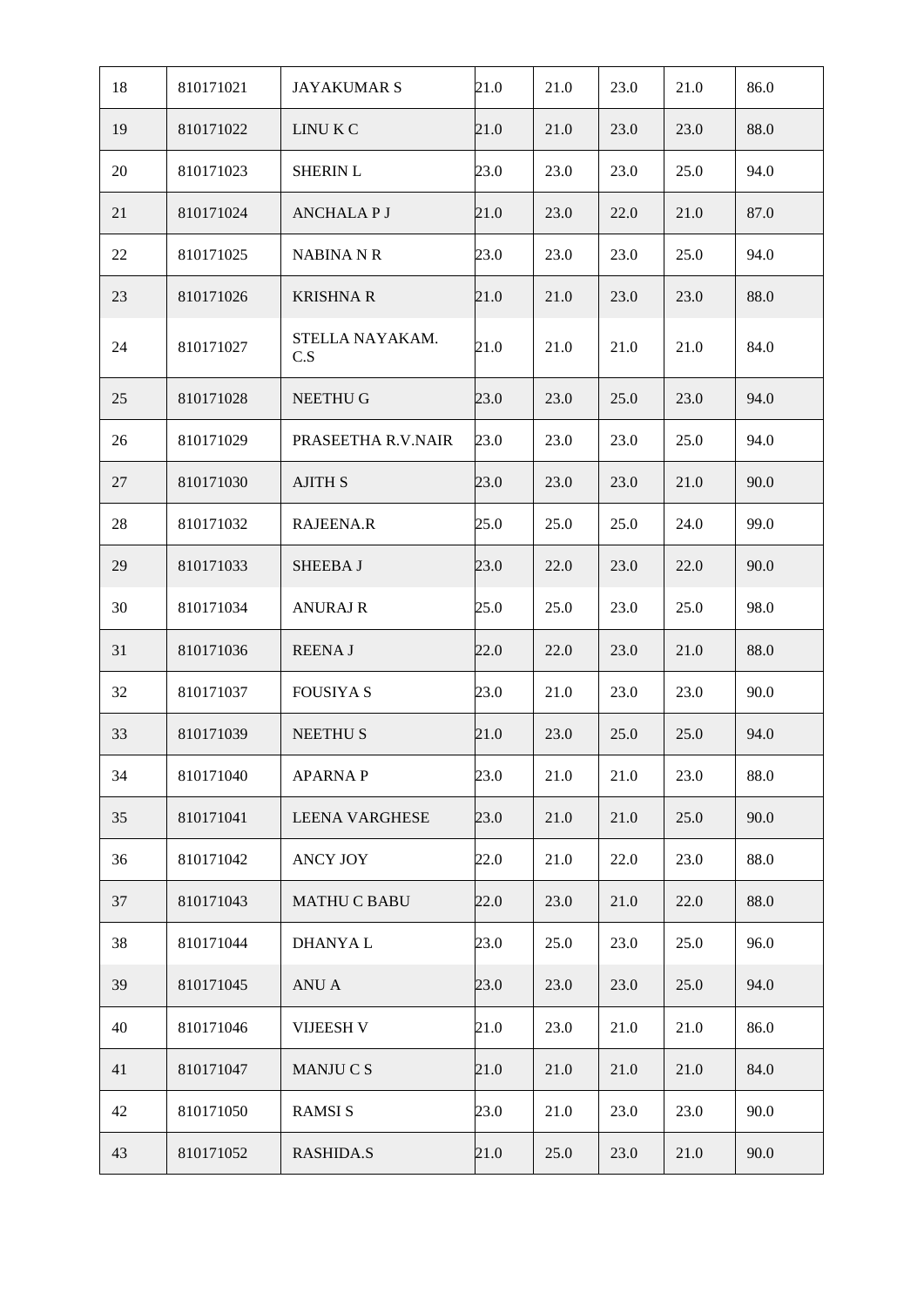| 18 | 810171021 | JAYAKUMAR S | 21.0 | 21.0 | 23.0 | 21.0 | 86.0 |
|---|---|---|---|---|---|---|---|
| 19 | 810171022 | LINU K C | 21.0 | 21.0 | 23.0 | 23.0 | 88.0 |
| 20 | 810171023 | SHERIN L | 23.0 | 23.0 | 23.0 | 25.0 | 94.0 |
| 21 | 810171024 | ANCHALA P J | 21.0 | 23.0 | 22.0 | 21.0 | 87.0 |
| 22 | 810171025 | NABINA N R | 23.0 | 23.0 | 23.0 | 25.0 | 94.0 |
| 23 | 810171026 | KRISHNA R | 21.0 | 21.0 | 23.0 | 23.0 | 88.0 |
| 24 | 810171027 | STELLA NAYAKAM. C.S | 21.0 | 21.0 | 21.0 | 21.0 | 84.0 |
| 25 | 810171028 | NEETHU G | 23.0 | 23.0 | 25.0 | 23.0 | 94.0 |
| 26 | 810171029 | PRASEETHA R.V.NAIR | 23.0 | 23.0 | 23.0 | 25.0 | 94.0 |
| 27 | 810171030 | AJITH S | 23.0 | 23.0 | 23.0 | 21.0 | 90.0 |
| 28 | 810171032 | RAJEENA.R | 25.0 | 25.0 | 25.0 | 24.0 | 99.0 |
| 29 | 810171033 | SHEEBA J | 23.0 | 22.0 | 23.0 | 22.0 | 90.0 |
| 30 | 810171034 | ANURAJ R | 25.0 | 25.0 | 23.0 | 25.0 | 98.0 |
| 31 | 810171036 | REENA J | 22.0 | 22.0 | 23.0 | 21.0 | 88.0 |
| 32 | 810171037 | FOUSIYA S | 23.0 | 21.0 | 23.0 | 23.0 | 90.0 |
| 33 | 810171039 | NEETHU S | 21.0 | 23.0 | 25.0 | 25.0 | 94.0 |
| 34 | 810171040 | APARNA P | 23.0 | 21.0 | 21.0 | 23.0 | 88.0 |
| 35 | 810171041 | LEENA VARGHESE | 23.0 | 21.0 | 21.0 | 25.0 | 90.0 |
| 36 | 810171042 | ANCY JOY | 22.0 | 21.0 | 22.0 | 23.0 | 88.0 |
| 37 | 810171043 | MATHU C BABU | 22.0 | 23.0 | 21.0 | 22.0 | 88.0 |
| 38 | 810171044 | DHANYA L | 23.0 | 25.0 | 23.0 | 25.0 | 96.0 |
| 39 | 810171045 | ANU A | 23.0 | 23.0 | 23.0 | 25.0 | 94.0 |
| 40 | 810171046 | VIJEESH V | 21.0 | 23.0 | 21.0 | 21.0 | 86.0 |
| 41 | 810171047 | MANJU C S | 21.0 | 21.0 | 21.0 | 21.0 | 84.0 |
| 42 | 810171050 | RAMSI S | 23.0 | 21.0 | 23.0 | 23.0 | 90.0 |
| 43 | 810171052 | RASHIDA.S | 21.0 | 25.0 | 23.0 | 21.0 | 90.0 |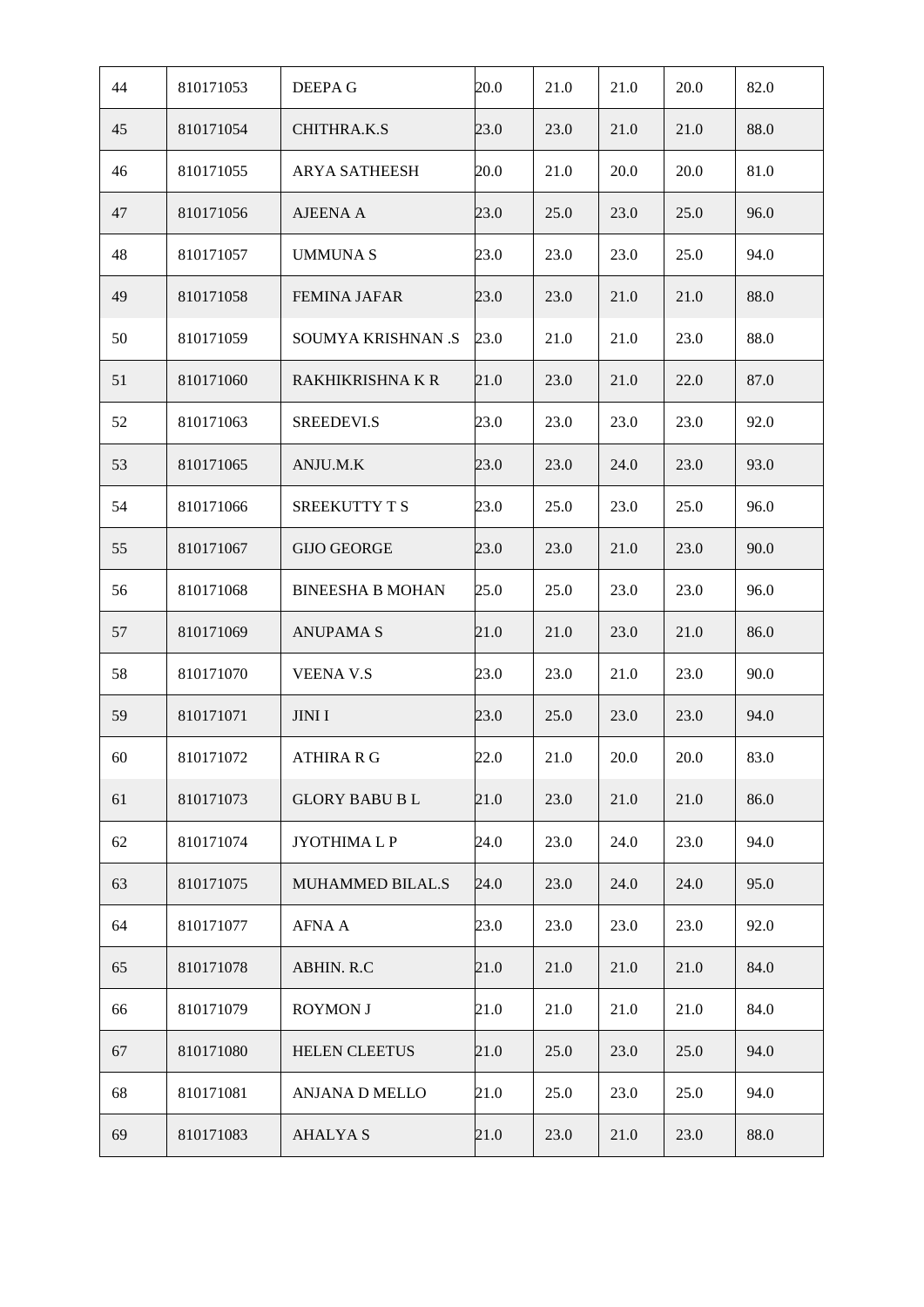| 44 | 810171053 | DEEPA G | 20.0 | 21.0 | 21.0 | 20.0 | 82.0 |
|---|---|---|---|---|---|---|---|
| 45 | 810171054 | CHITHRA.K.S | 23.0 | 23.0 | 21.0 | 21.0 | 88.0 |
| 46 | 810171055 | ARYA SATHEESH | 20.0 | 21.0 | 20.0 | 20.0 | 81.0 |
| 47 | 810171056 | AJEENA A | 23.0 | 25.0 | 23.0 | 25.0 | 96.0 |
| 48 | 810171057 | UMMUNA S | 23.0 | 23.0 | 23.0 | 25.0 | 94.0 |
| 49 | 810171058 | FEMINA JAFAR | 23.0 | 23.0 | 21.0 | 21.0 | 88.0 |
| 50 | 810171059 | SOUMYA KRISHNAN .S | 23.0 | 21.0 | 21.0 | 23.0 | 88.0 |
| 51 | 810171060 | RAKHIKRISHNA K R | 21.0 | 23.0 | 21.0 | 22.0 | 87.0 |
| 52 | 810171063 | SREEDEVI.S | 23.0 | 23.0 | 23.0 | 23.0 | 92.0 |
| 53 | 810171065 | ANJU.M.K | 23.0 | 23.0 | 24.0 | 23.0 | 93.0 |
| 54 | 810171066 | SREEKUTTY T S | 23.0 | 25.0 | 23.0 | 25.0 | 96.0 |
| 55 | 810171067 | GIJO GEORGE | 23.0 | 23.0 | 21.0 | 23.0 | 90.0 |
| 56 | 810171068 | BINEESHA B MOHAN | 25.0 | 25.0 | 23.0 | 23.0 | 96.0 |
| 57 | 810171069 | ANUPAMA S | 21.0 | 21.0 | 23.0 | 21.0 | 86.0 |
| 58 | 810171070 | VEENA V.S | 23.0 | 23.0 | 21.0 | 23.0 | 90.0 |
| 59 | 810171071 | JINI I | 23.0 | 25.0 | 23.0 | 23.0 | 94.0 |
| 60 | 810171072 | ATHIRA R G | 22.0 | 21.0 | 20.0 | 20.0 | 83.0 |
| 61 | 810171073 | GLORY BABU B L | 21.0 | 23.0 | 21.0 | 21.0 | 86.0 |
| 62 | 810171074 | JYOTHIMA L P | 24.0 | 23.0 | 24.0 | 23.0 | 94.0 |
| 63 | 810171075 | MUHAMMED BILAL.S | 24.0 | 23.0 | 24.0 | 24.0 | 95.0 |
| 64 | 810171077 | AFNA A | 23.0 | 23.0 | 23.0 | 23.0 | 92.0 |
| 65 | 810171078 | ABHIN. R.C | 21.0 | 21.0 | 21.0 | 21.0 | 84.0 |
| 66 | 810171079 | ROYMON J | 21.0 | 21.0 | 21.0 | 21.0 | 84.0 |
| 67 | 810171080 | HELEN CLEETUS | 21.0 | 25.0 | 23.0 | 25.0 | 94.0 |
| 68 | 810171081 | ANJANA D MELLO | 21.0 | 25.0 | 23.0 | 25.0 | 94.0 |
| 69 | 810171083 | AHALYA S | 21.0 | 23.0 | 21.0 | 23.0 | 88.0 |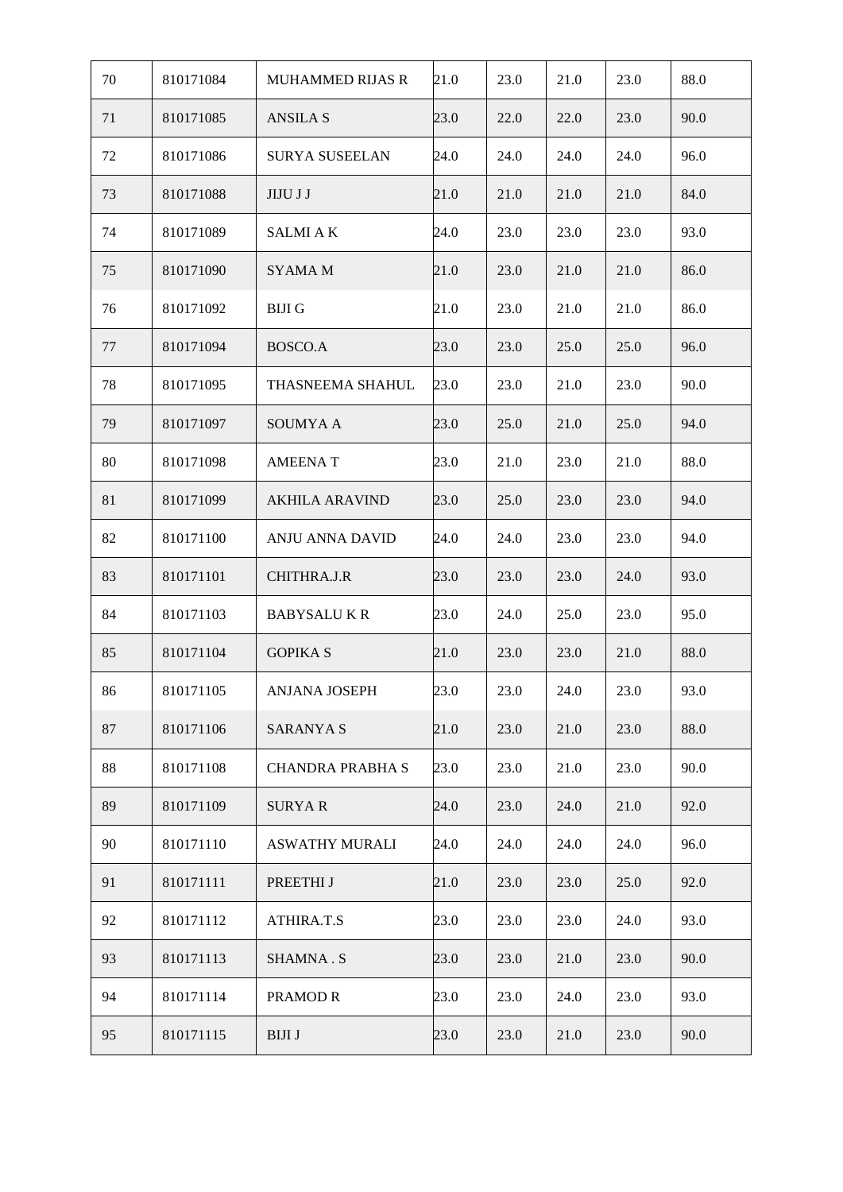| 70 | 810171084 | MUHAMMED RIJAS R | 21.0 | 23.0 | 21.0 | 23.0 | 88.0 |
|---|---|---|---|---|---|---|---|
| 71 | 810171085 | ANSILA S | 23.0 | 22.0 | 22.0 | 23.0 | 90.0 |
| 72 | 810171086 | SURYA SUSEELAN | 24.0 | 24.0 | 24.0 | 24.0 | 96.0 |
| 73 | 810171088 | JIJU J J | 21.0 | 21.0 | 21.0 | 21.0 | 84.0 |
| 74 | 810171089 | SALMI A K | 24.0 | 23.0 | 23.0 | 23.0 | 93.0 |
| 75 | 810171090 | SYAMA M | 21.0 | 23.0 | 21.0 | 21.0 | 86.0 |
| 76 | 810171092 | BIJI G | 21.0 | 23.0 | 21.0 | 21.0 | 86.0 |
| 77 | 810171094 | BOSCO.A | 23.0 | 23.0 | 25.0 | 25.0 | 96.0 |
| 78 | 810171095 | THASNEEMA SHAHUL | 23.0 | 23.0 | 21.0 | 23.0 | 90.0 |
| 79 | 810171097 | SOUMYA A | 23.0 | 25.0 | 21.0 | 25.0 | 94.0 |
| 80 | 810171098 | AMEENA T | 23.0 | 21.0 | 23.0 | 21.0 | 88.0 |
| 81 | 810171099 | AKHILA ARAVIND | 23.0 | 25.0 | 23.0 | 23.0 | 94.0 |
| 82 | 810171100 | ANJU ANNA DAVID | 24.0 | 24.0 | 23.0 | 23.0 | 94.0 |
| 83 | 810171101 | CHITHRA.J.R | 23.0 | 23.0 | 23.0 | 24.0 | 93.0 |
| 84 | 810171103 | BABYSALU K R | 23.0 | 24.0 | 25.0 | 23.0 | 95.0 |
| 85 | 810171104 | GOPIKA S | 21.0 | 23.0 | 23.0 | 21.0 | 88.0 |
| 86 | 810171105 | ANJANA JOSEPH | 23.0 | 23.0 | 24.0 | 23.0 | 93.0 |
| 87 | 810171106 | SARANYA S | 21.0 | 23.0 | 21.0 | 23.0 | 88.0 |
| 88 | 810171108 | CHANDRA PRABHA S | 23.0 | 23.0 | 21.0 | 23.0 | 90.0 |
| 89 | 810171109 | SURYA R | 24.0 | 23.0 | 24.0 | 21.0 | 92.0 |
| 90 | 810171110 | ASWATHY MURALI | 24.0 | 24.0 | 24.0 | 24.0 | 96.0 |
| 91 | 810171111 | PREETHI J | 21.0 | 23.0 | 23.0 | 25.0 | 92.0 |
| 92 | 810171112 | ATHIRA.T.S | 23.0 | 23.0 | 23.0 | 24.0 | 93.0 |
| 93 | 810171113 | SHAMNA . S | 23.0 | 23.0 | 21.0 | 23.0 | 90.0 |
| 94 | 810171114 | PRAMOD R | 23.0 | 23.0 | 24.0 | 23.0 | 93.0 |
| 95 | 810171115 | BIJI J | 23.0 | 23.0 | 21.0 | 23.0 | 90.0 |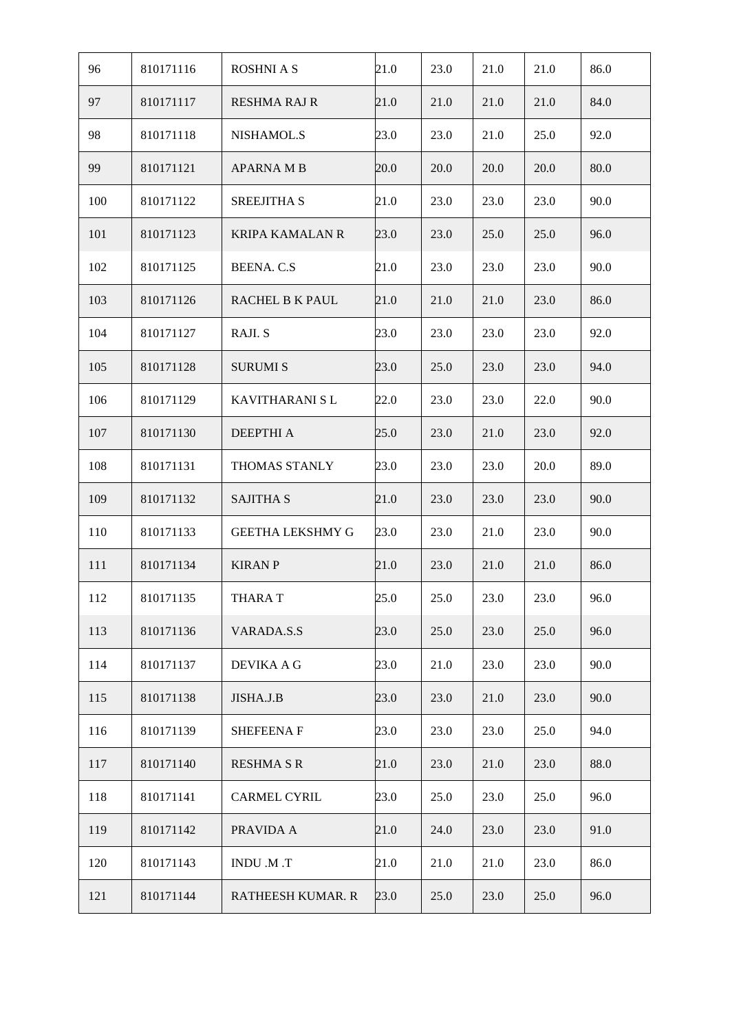| 96 | 810171116 | ROSHNI A S | 21.0 | 23.0 | 21.0 | 21.0 | 86.0 |
|---|---|---|---|---|---|---|---|
| 97 | 810171117 | RESHMA RAJ R | 21.0 | 21.0 | 21.0 | 21.0 | 84.0 |
| 98 | 810171118 | NISHAMOL.S | 23.0 | 23.0 | 21.0 | 25.0 | 92.0 |
| 99 | 810171121 | APARNA M B | 20.0 | 20.0 | 20.0 | 20.0 | 80.0 |
| 100 | 810171122 | SREEJITHA S | 21.0 | 23.0 | 23.0 | 23.0 | 90.0 |
| 101 | 810171123 | KRIPA KAMALAN R | 23.0 | 23.0 | 25.0 | 25.0 | 96.0 |
| 102 | 810171125 | BEENA. C.S | 21.0 | 23.0 | 23.0 | 23.0 | 90.0 |
| 103 | 810171126 | RACHEL B K PAUL | 21.0 | 21.0 | 21.0 | 23.0 | 86.0 |
| 104 | 810171127 | RAJI. S | 23.0 | 23.0 | 23.0 | 23.0 | 92.0 |
| 105 | 810171128 | SURUMI S | 23.0 | 25.0 | 23.0 | 23.0 | 94.0 |
| 106 | 810171129 | KAVITHARANI S L | 22.0 | 23.0 | 23.0 | 22.0 | 90.0 |
| 107 | 810171130 | DEEPTHI A | 25.0 | 23.0 | 21.0 | 23.0 | 92.0 |
| 108 | 810171131 | THOMAS STANLY | 23.0 | 23.0 | 23.0 | 20.0 | 89.0 |
| 109 | 810171132 | SAJITHA S | 21.0 | 23.0 | 23.0 | 23.0 | 90.0 |
| 110 | 810171133 | GEETHA LEKSHMY G | 23.0 | 23.0 | 21.0 | 23.0 | 90.0 |
| 111 | 810171134 | KIRAN P | 21.0 | 23.0 | 21.0 | 21.0 | 86.0 |
| 112 | 810171135 | THARA T | 25.0 | 25.0 | 23.0 | 23.0 | 96.0 |
| 113 | 810171136 | VARADA.S.S | 23.0 | 25.0 | 23.0 | 25.0 | 96.0 |
| 114 | 810171137 | DEVIKA A G | 23.0 | 21.0 | 23.0 | 23.0 | 90.0 |
| 115 | 810171138 | JISHA.J.B | 23.0 | 23.0 | 21.0 | 23.0 | 90.0 |
| 116 | 810171139 | SHEFEENA F | 23.0 | 23.0 | 23.0 | 25.0 | 94.0 |
| 117 | 810171140 | RESHMA S R | 21.0 | 23.0 | 21.0 | 23.0 | 88.0 |
| 118 | 810171141 | CARMEL CYRIL | 23.0 | 25.0 | 23.0 | 25.0 | 96.0 |
| 119 | 810171142 | PRAVIDA A | 21.0 | 24.0 | 23.0 | 23.0 | 91.0 |
| 120 | 810171143 | INDU .M .T | 21.0 | 21.0 | 21.0 | 23.0 | 86.0 |
| 121 | 810171144 | RATHEESH KUMAR. R | 23.0 | 25.0 | 23.0 | 25.0 | 96.0 |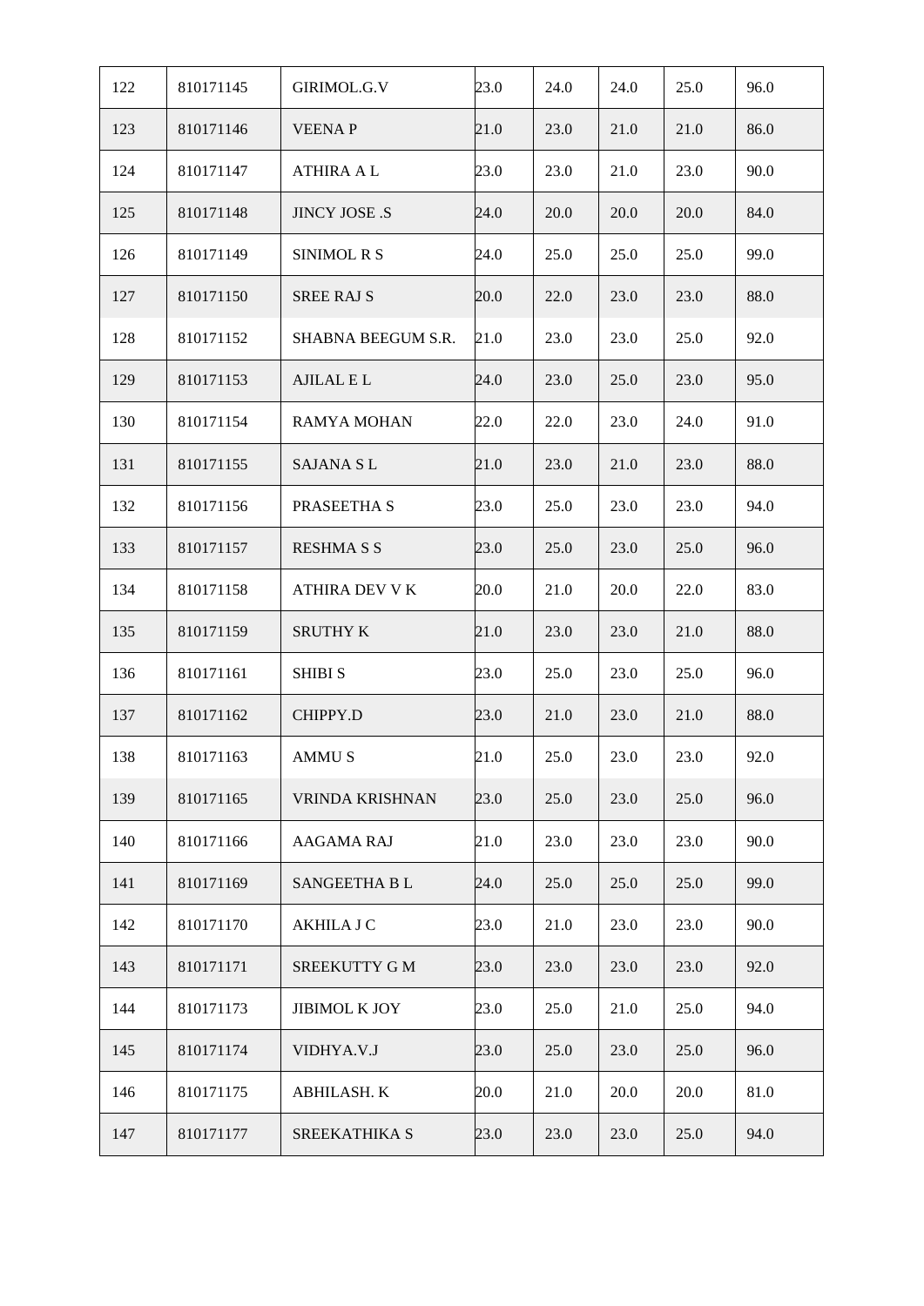| 122 | 810171145 | GIRIMOL.G.V | 23.0 | 24.0 | 24.0 | 25.0 | 96.0 |
|---|---|---|---|---|---|---|---|
| 123 | 810171146 | VEENA P | 21.0 | 23.0 | 21.0 | 21.0 | 86.0 |
| 124 | 810171147 | ATHIRA A L | 23.0 | 23.0 | 21.0 | 23.0 | 90.0 |
| 125 | 810171148 | JINCY JOSE .S | 24.0 | 20.0 | 20.0 | 20.0 | 84.0 |
| 126 | 810171149 | SINIMOL R S | 24.0 | 25.0 | 25.0 | 25.0 | 99.0 |
| 127 | 810171150 | SREE RAJ S | 20.0 | 22.0 | 23.0 | 23.0 | 88.0 |
| 128 | 810171152 | SHABNA BEEGUM S.R. | 21.0 | 23.0 | 23.0 | 25.0 | 92.0 |
| 129 | 810171153 | AJILAL E L | 24.0 | 23.0 | 25.0 | 23.0 | 95.0 |
| 130 | 810171154 | RAMYA MOHAN | 22.0 | 22.0 | 23.0 | 24.0 | 91.0 |
| 131 | 810171155 | SAJANA S L | 21.0 | 23.0 | 21.0 | 23.0 | 88.0 |
| 132 | 810171156 | PRASEETHA S | 23.0 | 25.0 | 23.0 | 23.0 | 94.0 |
| 133 | 810171157 | RESHMA S S | 23.0 | 25.0 | 23.0 | 25.0 | 96.0 |
| 134 | 810171158 | ATHIRA DEV V K | 20.0 | 21.0 | 20.0 | 22.0 | 83.0 |
| 135 | 810171159 | SRUTHY K | 21.0 | 23.0 | 23.0 | 21.0 | 88.0 |
| 136 | 810171161 | SHIBI S | 23.0 | 25.0 | 23.0 | 25.0 | 96.0 |
| 137 | 810171162 | CHIPPY.D | 23.0 | 21.0 | 23.0 | 21.0 | 88.0 |
| 138 | 810171163 | AMMU S | 21.0 | 25.0 | 23.0 | 23.0 | 92.0 |
| 139 | 810171165 | VRINDA KRISHNAN | 23.0 | 25.0 | 23.0 | 25.0 | 96.0 |
| 140 | 810171166 | AAGAMA RAJ | 21.0 | 23.0 | 23.0 | 23.0 | 90.0 |
| 141 | 810171169 | SANGEETHA B L | 24.0 | 25.0 | 25.0 | 25.0 | 99.0 |
| 142 | 810171170 | AKHILA J C | 23.0 | 21.0 | 23.0 | 23.0 | 90.0 |
| 143 | 810171171 | SREEKUTTY G M | 23.0 | 23.0 | 23.0 | 23.0 | 92.0 |
| 144 | 810171173 | JIBIMOL K JOY | 23.0 | 25.0 | 21.0 | 25.0 | 94.0 |
| 145 | 810171174 | VIDHYA.V.J | 23.0 | 25.0 | 23.0 | 25.0 | 96.0 |
| 146 | 810171175 | ABHILASH. K | 20.0 | 21.0 | 20.0 | 20.0 | 81.0 |
| 147 | 810171177 | SREEKATHIKA S | 23.0 | 23.0 | 23.0 | 25.0 | 94.0 |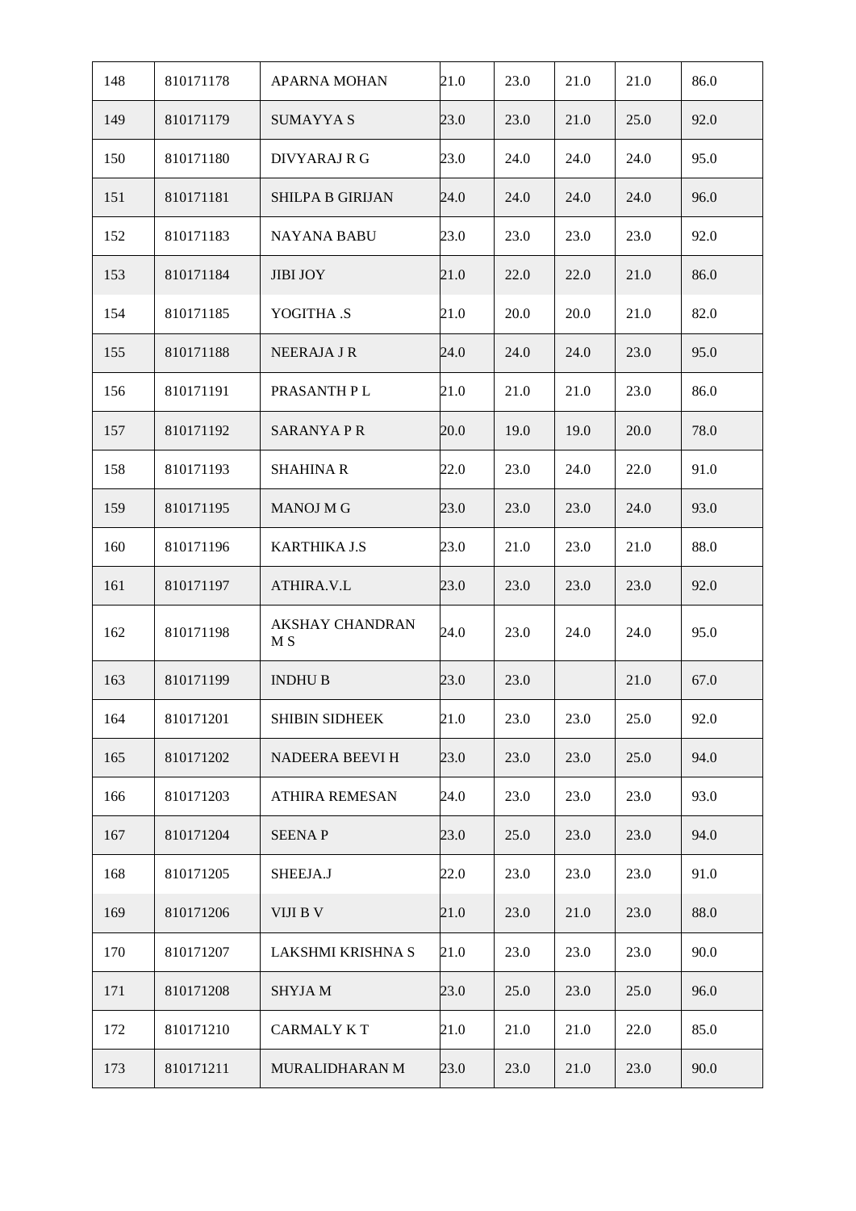| 148 | 810171178 | APARNA MOHAN | 21.0 | 23.0 | 21.0 | 21.0 | 86.0 |
|---|---|---|---|---|---|---|---|
| 149 | 810171179 | SUMAYYA S | 23.0 | 23.0 | 21.0 | 25.0 | 92.0 |
| 150 | 810171180 | DIVYARAJ R G | 23.0 | 24.0 | 24.0 | 24.0 | 95.0 |
| 151 | 810171181 | SHILPA B GIRIJAN | 24.0 | 24.0 | 24.0 | 24.0 | 96.0 |
| 152 | 810171183 | NAYANA BABU | 23.0 | 23.0 | 23.0 | 23.0 | 92.0 |
| 153 | 810171184 | JIBI JOY | 21.0 | 22.0 | 22.0 | 21.0 | 86.0 |
| 154 | 810171185 | YOGITHA .S | 21.0 | 20.0 | 20.0 | 21.0 | 82.0 |
| 155 | 810171188 | NEERAJA J R | 24.0 | 24.0 | 24.0 | 23.0 | 95.0 |
| 156 | 810171191 | PRASANTH P L | 21.0 | 21.0 | 21.0 | 23.0 | 86.0 |
| 157 | 810171192 | SARANYA P R | 20.0 | 19.0 | 19.0 | 20.0 | 78.0 |
| 158 | 810171193 | SHAHINA R | 22.0 | 23.0 | 24.0 | 22.0 | 91.0 |
| 159 | 810171195 | MANOJ M G | 23.0 | 23.0 | 23.0 | 24.0 | 93.0 |
| 160 | 810171196 | KARTHIKA J.S | 23.0 | 21.0 | 23.0 | 21.0 | 88.0 |
| 161 | 810171197 | ATHIRA.V.L | 23.0 | 23.0 | 23.0 | 23.0 | 92.0 |
| 162 | 810171198 | AKSHAY CHANDRAN M S | 24.0 | 23.0 | 24.0 | 24.0 | 95.0 |
| 163 | 810171199 | INDHU B | 23.0 | 23.0 | | 21.0 | 67.0 |
| 164 | 810171201 | SHIBIN SIDHEEK | 21.0 | 23.0 | 23.0 | 25.0 | 92.0 |
| 165 | 810171202 | NADEERA BEEVI H | 23.0 | 23.0 | 23.0 | 25.0 | 94.0 |
| 166 | 810171203 | ATHIRA REMESAN | 24.0 | 23.0 | 23.0 | 23.0 | 93.0 |
| 167 | 810171204 | SEENA P | 23.0 | 25.0 | 23.0 | 23.0 | 94.0 |
| 168 | 810171205 | SHEEJA.J | 22.0 | 23.0 | 23.0 | 23.0 | 91.0 |
| 169 | 810171206 | VIJI B V | 21.0 | 23.0 | 21.0 | 23.0 | 88.0 |
| 170 | 810171207 | LAKSHMI KRISHNA S | 21.0 | 23.0 | 23.0 | 23.0 | 90.0 |
| 171 | 810171208 | SHYJA M | 23.0 | 25.0 | 23.0 | 25.0 | 96.0 |
| 172 | 810171210 | CARMALY K T | 21.0 | 21.0 | 21.0 | 22.0 | 85.0 |
| 173 | 810171211 | MURALIDHARAN M | 23.0 | 23.0 | 21.0 | 23.0 | 90.0 |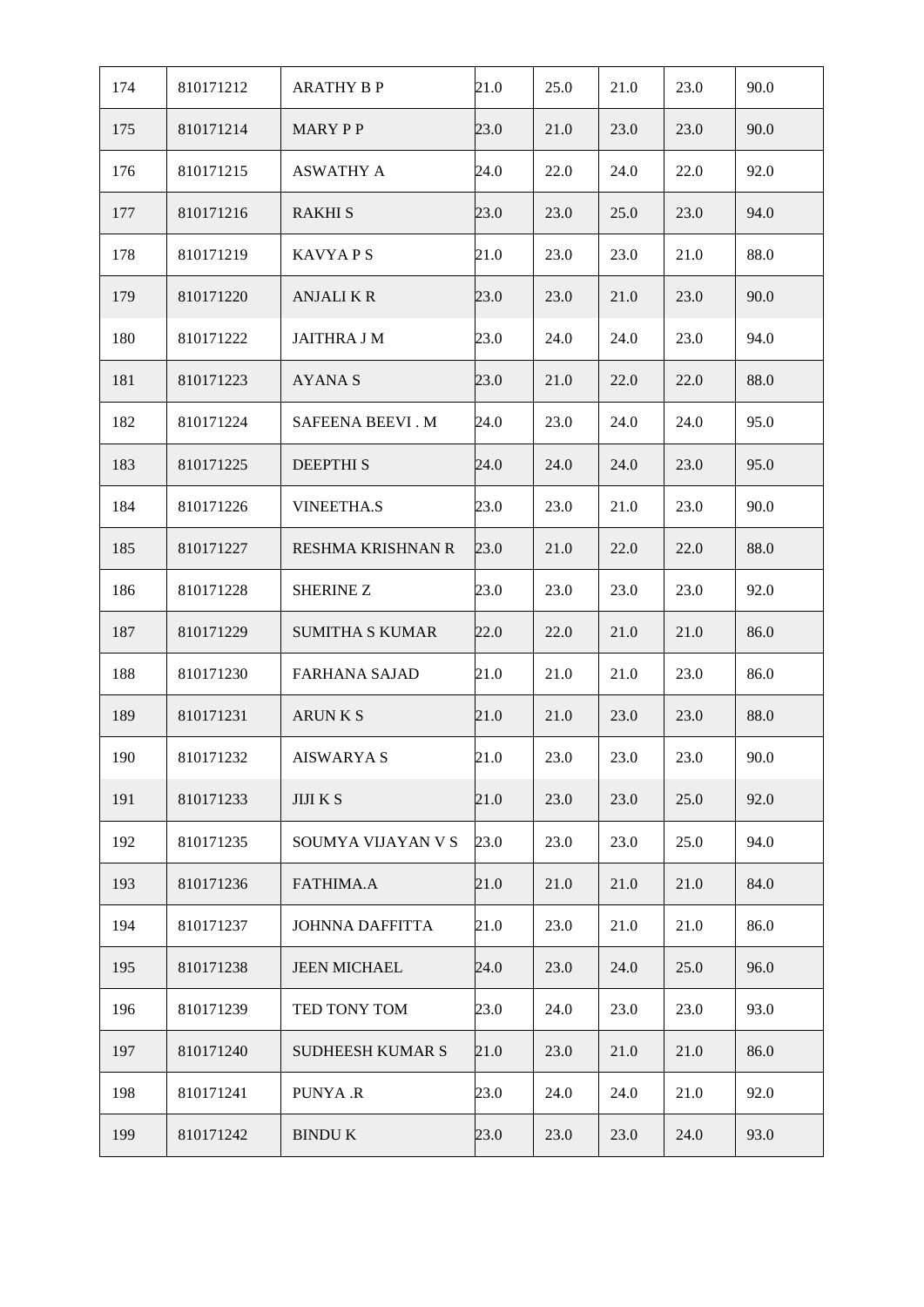| | | | | | | | |
|---|---|---|---|---|---|---|---|
| 174 | 810171212 | ARATHY B P | 21.0 | 25.0 | 21.0 | 23.0 | 90.0 |
| 175 | 810171214 | MARY P P | 23.0 | 21.0 | 23.0 | 23.0 | 90.0 |
| 176 | 810171215 | ASWATHY A | 24.0 | 22.0 | 24.0 | 22.0 | 92.0 |
| 177 | 810171216 | RAKHI S | 23.0 | 23.0 | 25.0 | 23.0 | 94.0 |
| 178 | 810171219 | KAVYA P S | 21.0 | 23.0 | 23.0 | 21.0 | 88.0 |
| 179 | 810171220 | ANJALI K R | 23.0 | 23.0 | 21.0 | 23.0 | 90.0 |
| 180 | 810171222 | JAITHRA J M | 23.0 | 24.0 | 24.0 | 23.0 | 94.0 |
| 181 | 810171223 | AYANA S | 23.0 | 21.0 | 22.0 | 22.0 | 88.0 |
| 182 | 810171224 | SAFEENA BEEVI . M | 24.0 | 23.0 | 24.0 | 24.0 | 95.0 |
| 183 | 810171225 | DEEPTHI S | 24.0 | 24.0 | 24.0 | 23.0 | 95.0 |
| 184 | 810171226 | VINEETHA.S | 23.0 | 23.0 | 21.0 | 23.0 | 90.0 |
| 185 | 810171227 | RESHMA KRISHNAN R | 23.0 | 21.0 | 22.0 | 22.0 | 88.0 |
| 186 | 810171228 | SHERINE Z | 23.0 | 23.0 | 23.0 | 23.0 | 92.0 |
| 187 | 810171229 | SUMITHA S KUMAR | 22.0 | 22.0 | 21.0 | 21.0 | 86.0 |
| 188 | 810171230 | FARHANA SAJAD | 21.0 | 21.0 | 21.0 | 23.0 | 86.0 |
| 189 | 810171231 | ARUN K S | 21.0 | 21.0 | 23.0 | 23.0 | 88.0 |
| 190 | 810171232 | AISWARYA S | 21.0 | 23.0 | 23.0 | 23.0 | 90.0 |
| 191 | 810171233 | JIJI K S | 21.0 | 23.0 | 23.0 | 25.0 | 92.0 |
| 192 | 810171235 | SOUMYA VIJAYAN V S | 23.0 | 23.0 | 23.0 | 25.0 | 94.0 |
| 193 | 810171236 | FATHIMA.A | 21.0 | 21.0 | 21.0 | 21.0 | 84.0 |
| 194 | 810171237 | JOHNNA DAFFITTA | 21.0 | 23.0 | 21.0 | 21.0 | 86.0 |
| 195 | 810171238 | JEEN MICHAEL | 24.0 | 23.0 | 24.0 | 25.0 | 96.0 |
| 196 | 810171239 | TED TONY TOM | 23.0 | 24.0 | 23.0 | 23.0 | 93.0 |
| 197 | 810171240 | SUDHEESH KUMAR S | 21.0 | 23.0 | 21.0 | 21.0 | 86.0 |
| 198 | 810171241 | PUNYA .R | 23.0 | 24.0 | 24.0 | 21.0 | 92.0 |
| 199 | 810171242 | BINDU K | 23.0 | 23.0 | 23.0 | 24.0 | 93.0 |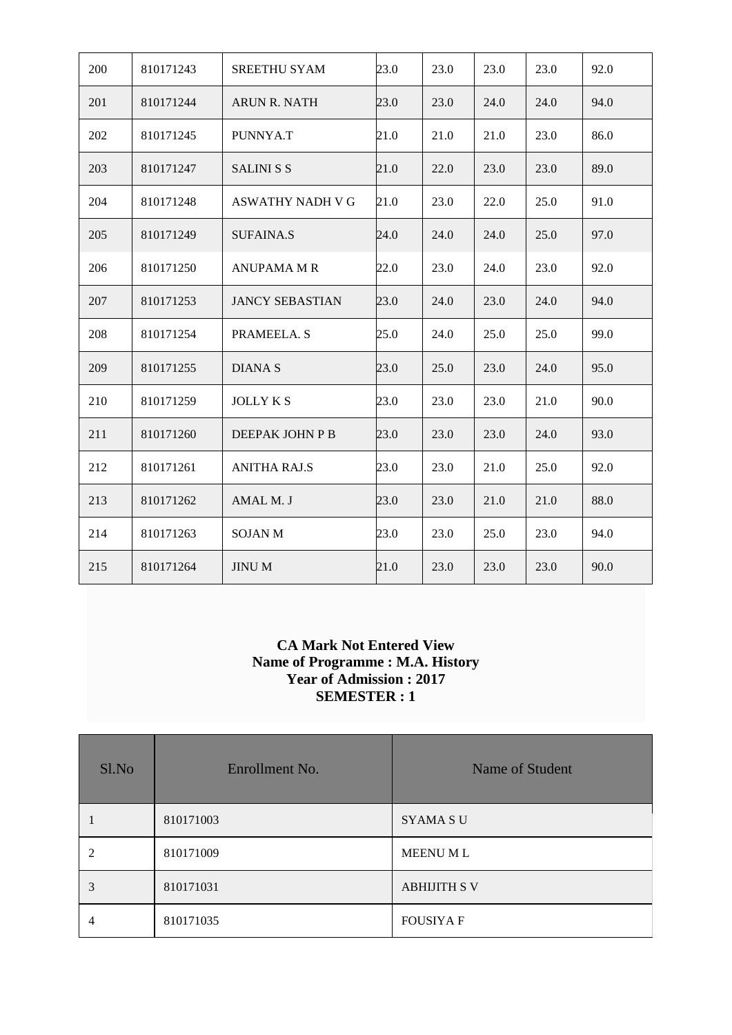| 200 | 810171243 | SREETHU SYAM | 23.0 | 23.0 | 23.0 | 23.0 | 92.0 |
|---|---|---|---|---|---|---|---|
| 201 | 810171244 | ARUN R. NATH | 23.0 | 23.0 | 24.0 | 24.0 | 94.0 |
| 202 | 810171245 | PUNNYA.T | 21.0 | 21.0 | 21.0 | 23.0 | 86.0 |
| 203 | 810171247 | SALINI S S | 21.0 | 22.0 | 23.0 | 23.0 | 89.0 |
| 204 | 810171248 | ASWATHY NADH V G | 21.0 | 23.0 | 22.0 | 25.0 | 91.0 |
| 205 | 810171249 | SUFAINA.S | 24.0 | 24.0 | 24.0 | 25.0 | 97.0 |
| 206 | 810171250 | ANUPAMA M R | 22.0 | 23.0 | 24.0 | 23.0 | 92.0 |
| 207 | 810171253 | JANCY SEBASTIAN | 23.0 | 24.0 | 23.0 | 24.0 | 94.0 |
| 208 | 810171254 | PRAMEELA. S | 25.0 | 24.0 | 25.0 | 25.0 | 99.0 |
| 209 | 810171255 | DIANA S | 23.0 | 25.0 | 23.0 | 24.0 | 95.0 |
| 210 | 810171259 | JOLLY K S | 23.0 | 23.0 | 23.0 | 21.0 | 90.0 |
| 211 | 810171260 | DEEPAK JOHN P B | 23.0 | 23.0 | 23.0 | 24.0 | 93.0 |
| 212 | 810171261 | ANITHA RAJ.S | 23.0 | 23.0 | 21.0 | 25.0 | 92.0 |
| 213 | 810171262 | AMAL M. J | 23.0 | 23.0 | 21.0 | 21.0 | 88.0 |
| 214 | 810171263 | SOJAN M | 23.0 | 23.0 | 25.0 | 23.0 | 94.0 |
| 215 | 810171264 | JINU M | 21.0 | 23.0 | 23.0 | 23.0 | 90.0 |

**CA Mark Not Entered View**
**Name of Programme : M.A. History**
**Year of Admission : 2017**
**SEMESTER : 1**

| Sl.No | Enrollment No. | Name of Student |
|---|---|---|
| 1 | 810171003 | SYAMA S U |
| 2 | 810171009 | MEENU M L |
| 3 | 810171031 | ABHIJITH S V |
| 4 | 810171035 | FOUSIYA F |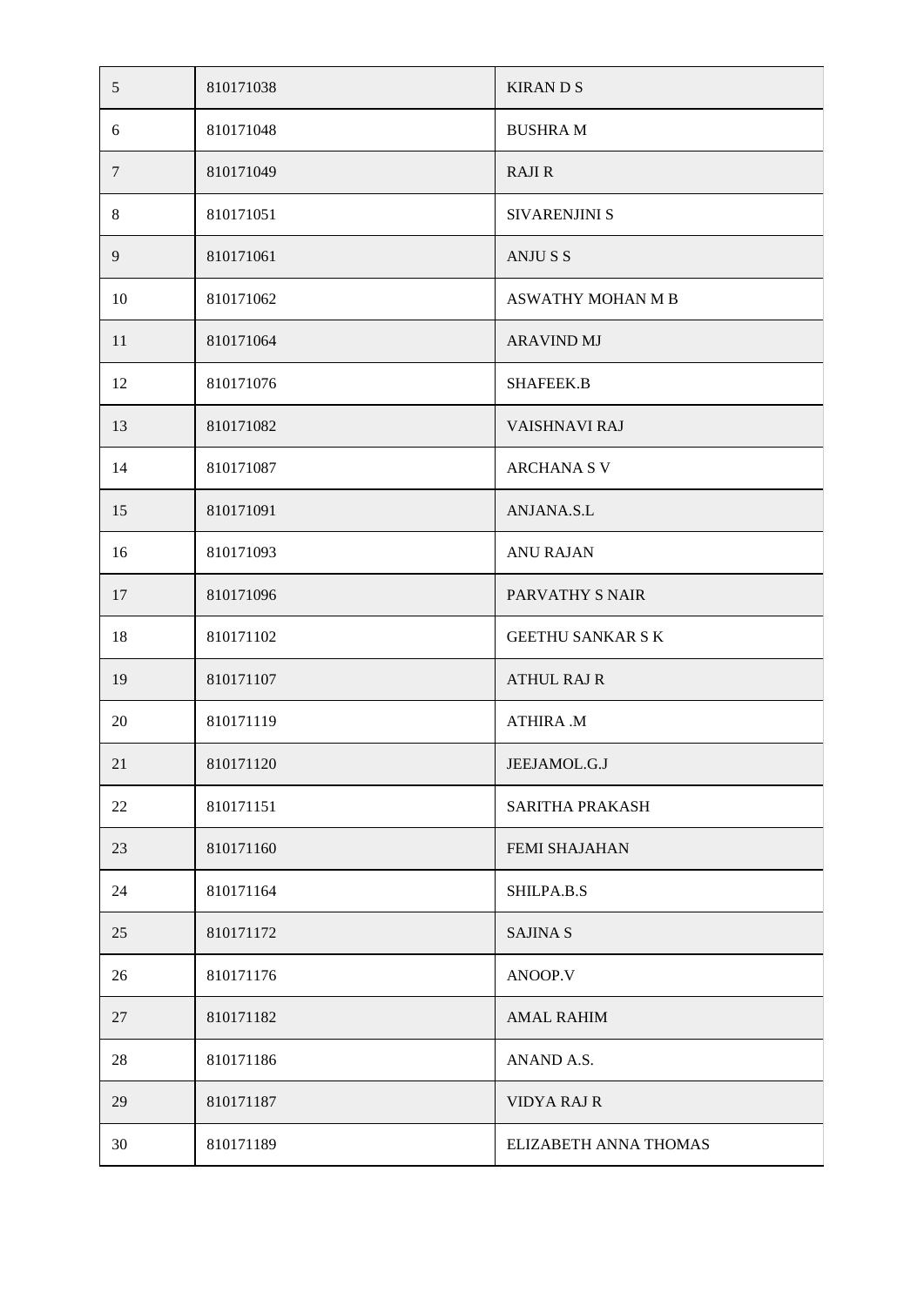| | | |
|---|---|---|
| 5 | 810171038 | KIRAN D S |
| 6 | 810171048 | BUSHRA M |
| 7 | 810171049 | RAJI R |
| 8 | 810171051 | SIVARENJINI S |
| 9 | 810171061 | ANJU S S |
| 10 | 810171062 | ASWATHY MOHAN M B |
| 11 | 810171064 | ARAVIND MJ |
| 12 | 810171076 | SHAFEEK.B |
| 13 | 810171082 | VAISHNAVI RAJ |
| 14 | 810171087 | ARCHANA S V |
| 15 | 810171091 | ANJANA.S.L |
| 16 | 810171093 | ANU RAJAN |
| 17 | 810171096 | PARVATHY S NAIR |
| 18 | 810171102 | GEETHU SANKAR S K |
| 19 | 810171107 | ATHUL RAJ R |
| 20 | 810171119 | ATHIRA .M |
| 21 | 810171120 | JEEJAMOL.G.J |
| 22 | 810171151 | SARITHA PRAKASH |
| 23 | 810171160 | FEMI SHAJAHAN |
| 24 | 810171164 | SHILPA.B.S |
| 25 | 810171172 | SAJINA S |
| 26 | 810171176 | ANOOP.V |
| 27 | 810171182 | AMAL RAHIM |
| 28 | 810171186 | ANAND A.S. |
| 29 | 810171187 | VIDYA RAJ R |
| 30 | 810171189 | ELIZABETH ANNA THOMAS |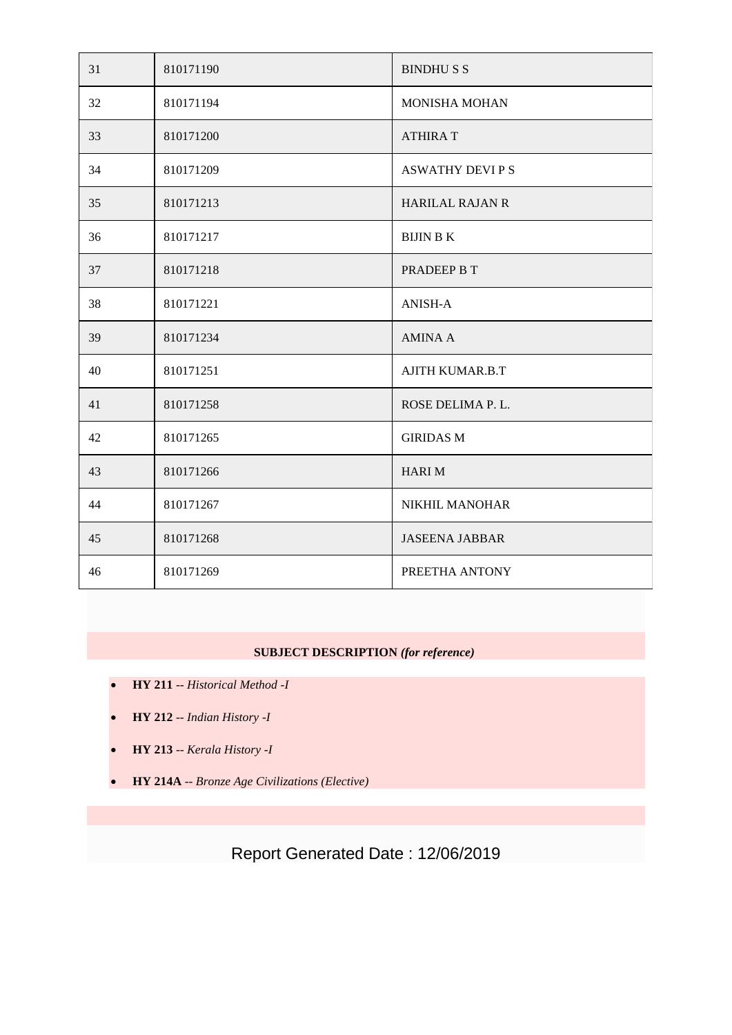| | | |
|---|---|---|
| 31 | 810171190 | BINDHU S S |
| 32 | 810171194 | MONISHA MOHAN |
| 33 | 810171200 | ATHIRA T |
| 34 | 810171209 | ASWATHY DEVI P S |
| 35 | 810171213 | HARILAL RAJAN R |
| 36 | 810171217 | BIJIN B K |
| 37 | 810171218 | PRADEEP B T |
| 38 | 810171221 | ANISH-A |
| 39 | 810171234 | AMINA A |
| 40 | 810171251 | AJITH KUMAR.B.T |
| 41 | 810171258 | ROSE DELIMA P. L. |
| 42 | 810171265 | GIRIDAS M |
| 43 | 810171266 | HARI M |
| 44 | 810171267 | NIKHIL MANOHAR |
| 45 | 810171268 | JASEENA JABBAR |
| 46 | 810171269 | PREETHA ANTONY |

**SUBJECT DESCRIPTION** ***(for reference)***

- **HY 211** -- *Historical Method -I*
- **HY 212** -- *Indian History -I*
- **HY 213** -- *Kerala History -I*
- **HY 214A** -- *Bronze Age Civilizations (Elective)*

Report Generated Date : 12/06/2019